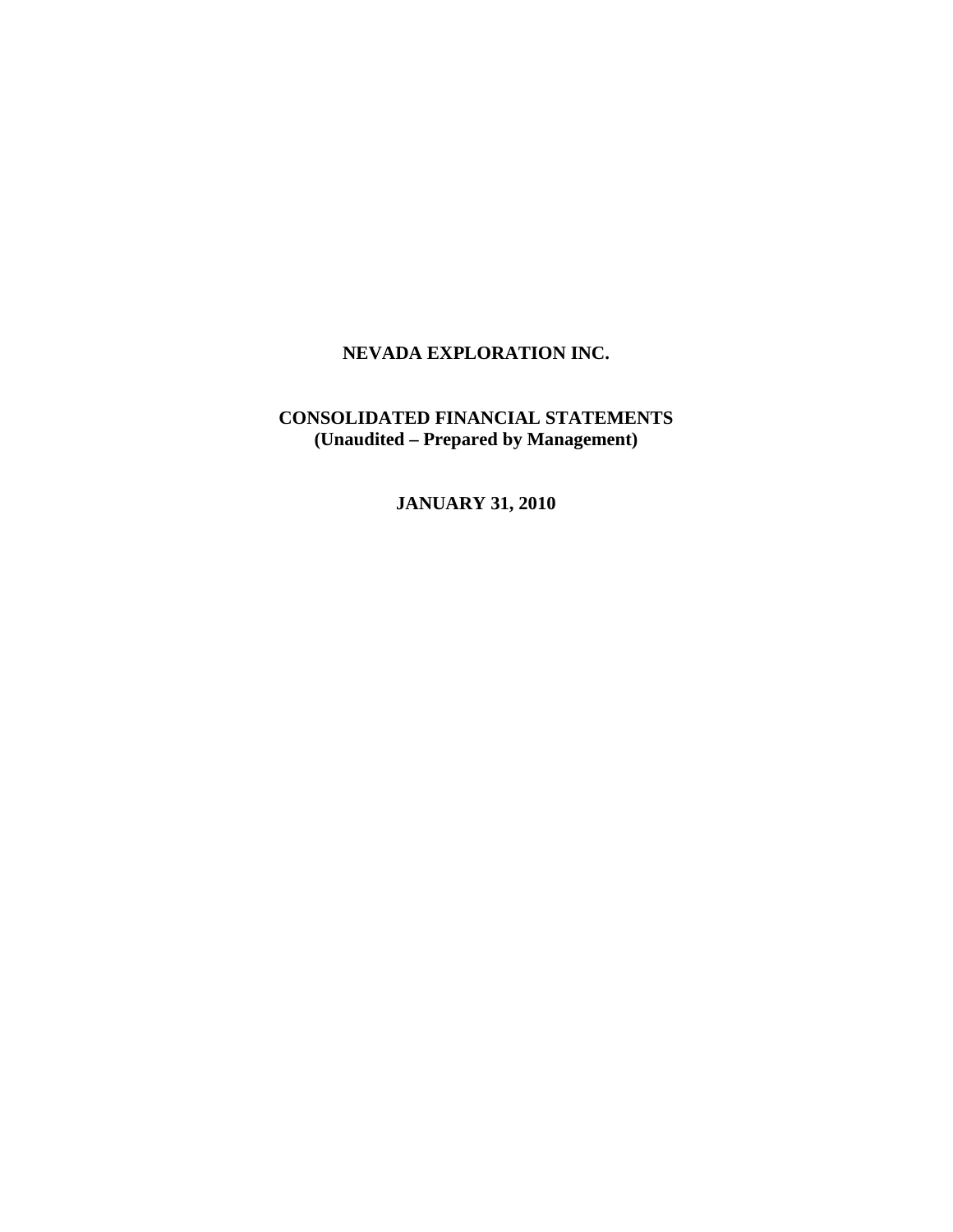# NEVADA EXPLORATION INC.

## CONSOLIDATED FINANCIAL STATEMENTS
**(Unaudited – Prepared by Management)**

**JANUARY 31, 2010**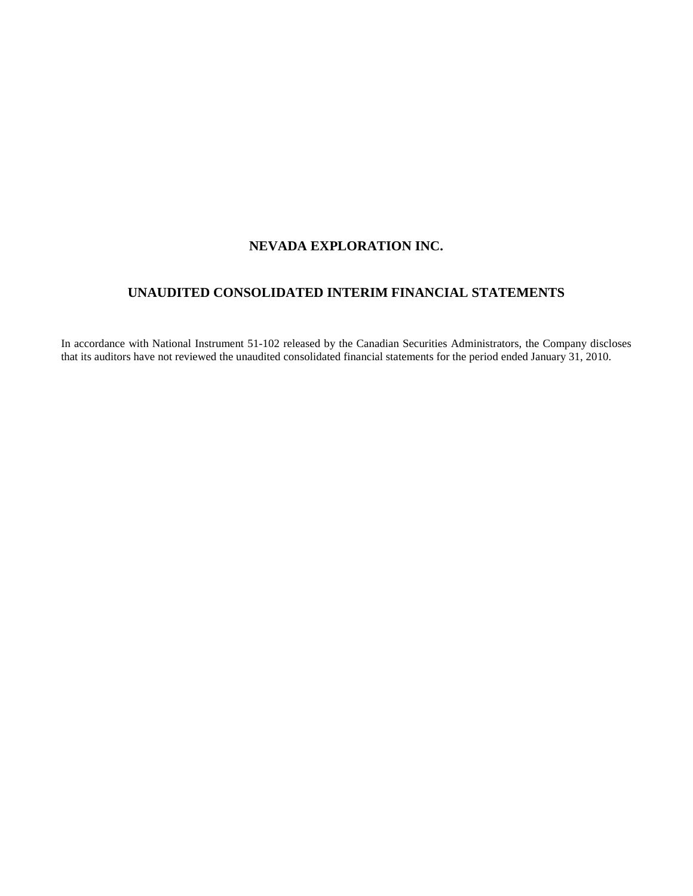# NEVADA EXPLORATION INC.

## UNAUDITED CONSOLIDATED INTERIM FINANCIAL STATEMENTS

In accordance with National Instrument 51-102 released by the Canadian Securities Administrators, the Company discloses that its auditors have not reviewed the unaudited consolidated financial statements for the period ended January 31, 2010.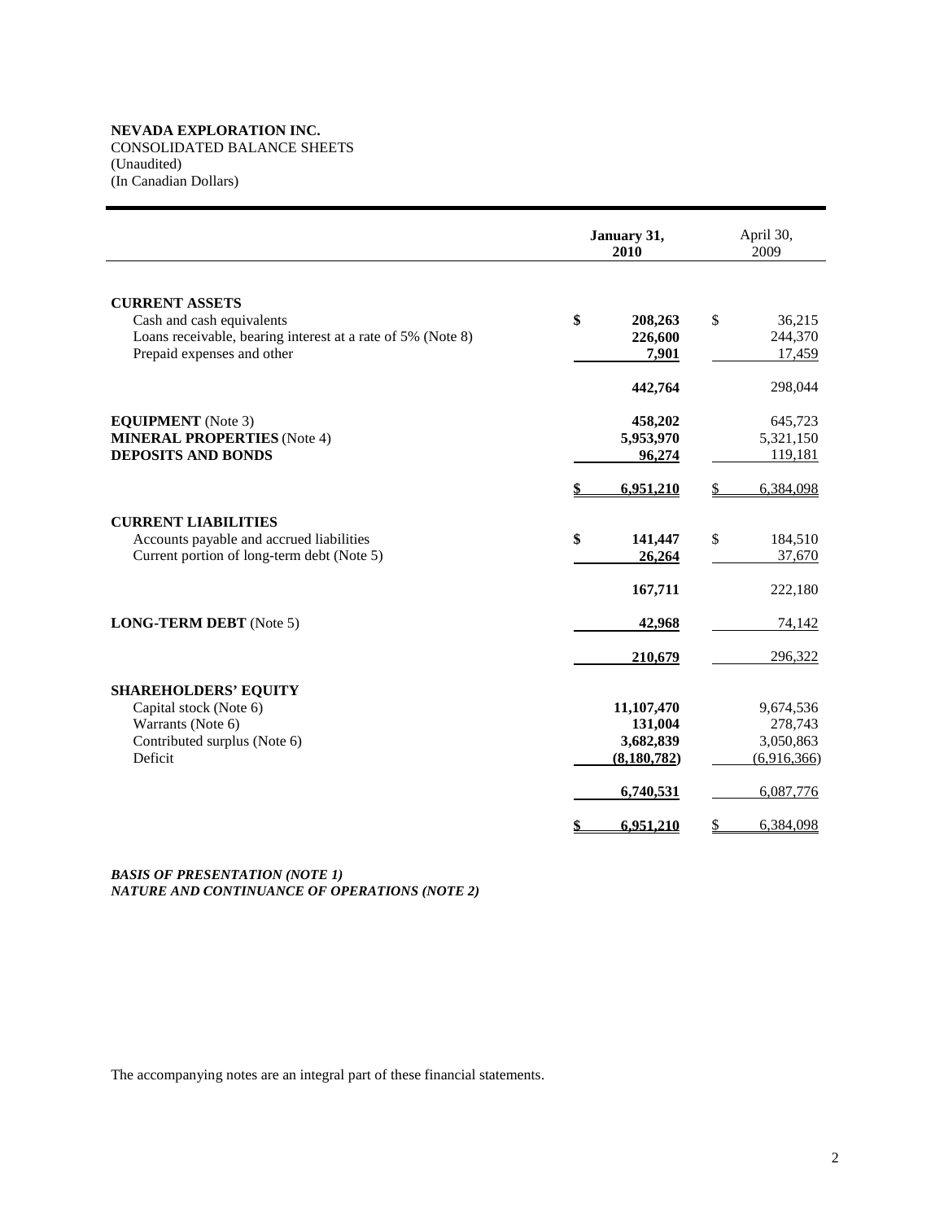**NEVADA EXPLORATION INC.**
CONSOLIDATED BALANCE SHEETS
(Unaudited)
(In Canadian Dollars)

| | January 31, 2010 | April 30, 2009 |
|---|---|---|
| **CURRENT ASSETS** | | |
| Cash and cash equivalents | **$ 208,263** | $ 36,215 |
| Loans receivable, bearing interest at a rate of 5% (Note 8) | **226,600** | 244,370 |
| Prepaid expenses and other | **7,901** | 17,459 |
| | **442,764** | 298,044 |
| **EQUIPMENT** (Note 3) | **458,202** | 645,723 |
| **MINERAL PROPERTIES** (Note 4) | **5,953,970** | 5,321,150 |
| **DEPOSITS AND BONDS** | **96,274** | 119,181 |
| | **$ 6,951,210** | $ 6,384,098 |
| **CURRENT LIABILITIES** | | |
| Accounts payable and accrued liabilities | **$ 141,447** | $ 184,510 |
| Current portion of long-term debt (Note 5) | **26,264** | 37,670 |
| | **167,711** | 222,180 |
| **LONG-TERM DEBT** (Note 5) | **42,968** | 74,142 |
| | **210,679** | 296,322 |
| **SHAREHOLDERS' EQUITY** | | |
| Capital stock (Note 6) | **11,107,470** | 9,674,536 |
| Warrants (Note 6) | **131,004** | 278,743 |
| Contributed surplus (Note 6) | **3,682,839** | 3,050,863 |
| Deficit | **(8,180,782)** | (6,916,366) |
| | **6,740,531** | 6,087,776 |
| | **$ 6,951,210** | $ 6,384,098 |

***BASIS OF PRESENTATION (NOTE 1)***
***NATURE AND CONTINUANCE OF OPERATIONS (NOTE 2)***

The accompanying notes are an integral part of these financial statements.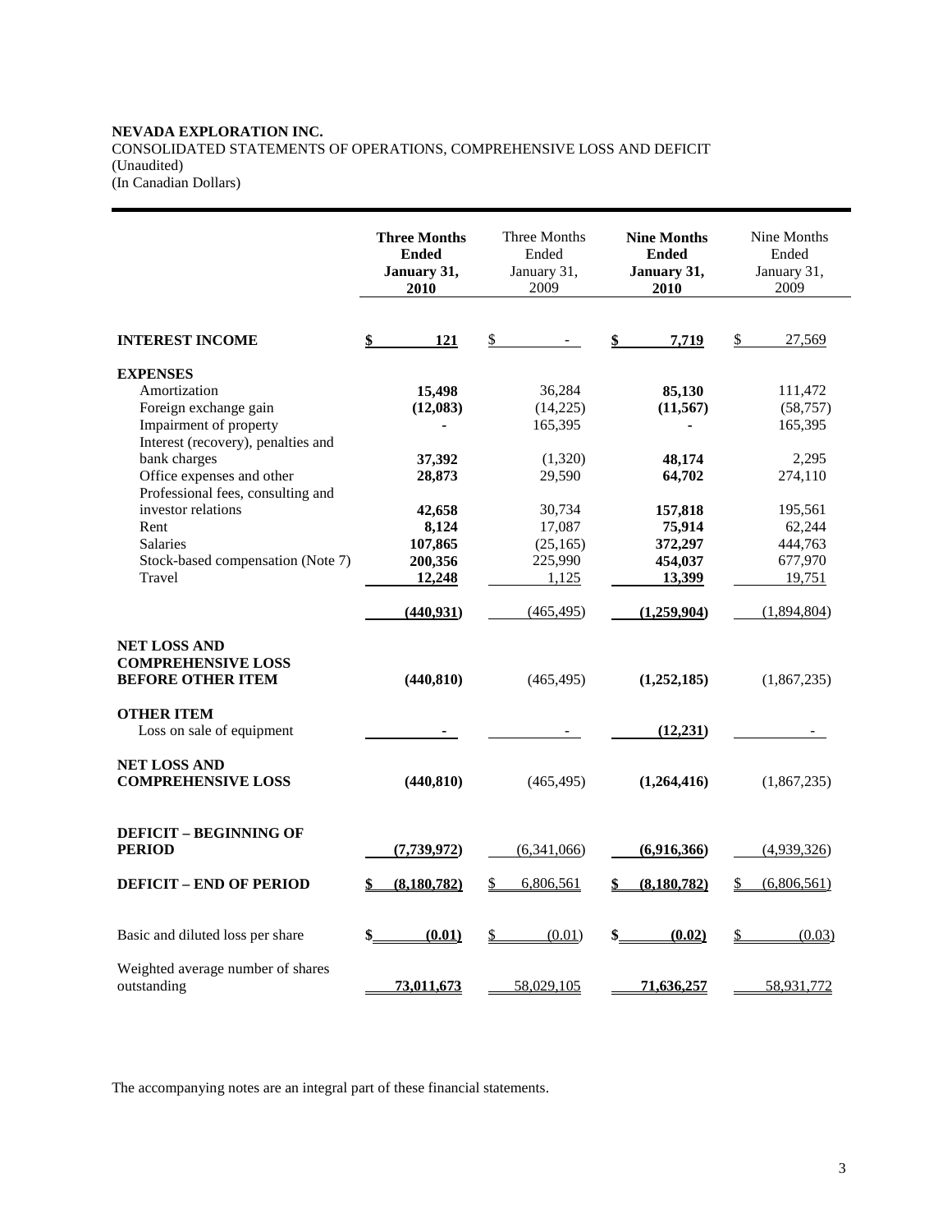**NEVADA EXPLORATION INC.**
CONSOLIDATED STATEMENTS OF OPERATIONS, COMPREHENSIVE LOSS AND DEFICIT
(Unaudited)
(In Canadian Dollars)

| | **Three Months Ended January 31, 2010** | Three Months Ended January 31, 2009 | **Nine Months Ended January 31, 2010** | Nine Months Ended January 31, 2009 |
|---|---|---|---|---|
| **INTEREST INCOME** | **$ 121** | $ - | **$ 7,719** | $ 27,569 |
| **EXPENSES** | | | | |
| Amortization | **15,498** | 36,284 | **85,130** | 111,472 |
| Foreign exchange gain | **(12,083)** | (14,225) | **(11,567)** | (58,757) |
| Impairment of property | **-** | 165,395 | **-** | 165,395 |
| Interest (recovery), penalties and bank charges | **37,392** | (1,320) | **48,174** | 2,295 |
| Office expenses and other | **28,873** | 29,590 | **64,702** | 274,110 |
| Professional fees, consulting and investor relations | **42,658** | 30,734 | **157,818** | 195,561 |
| Rent | **8,124** | 17,087 | **75,914** | 62,244 |
| Salaries | **107,865** | (25,165) | **372,297** | 444,763 |
| Stock-based compensation (Note 7) | **200,356** | 225,990 | **454,037** | 677,970 |
| Travel | **12,248** | 1,125 | **13,399** | 19,751 |
| | **(440,931)** | (465,495) | **(1,259,904)** | (1,894,804) |
| **NET LOSS AND COMPREHENSIVE LOSS BEFORE OTHER ITEM** | **(440,810)** | (465,495) | **(1,252,185)** | (1,867,235) |
| **OTHER ITEM** | | | | |
| Loss on sale of equipment | **-** | - | **(12,231)** | - |
| **NET LOSS AND COMPREHENSIVE LOSS** | **(440,810)** | (465,495) | **(1,264,416)** | (1,867,235) |
| **DEFICIT – BEGINNING OF PERIOD** | **(7,739,972)** | (6,341,066) | **(6,916,366)** | (4,939,326) |
| **DEFICIT – END OF PERIOD** | **$ (8,180,782)** | $ 6,806,561 | **$ (8,180,782)** | $ (6,806,561) |
| Basic and diluted loss per share | **$ (0.01)** | $ (0.01) | **$ (0.02)** | $ (0.03) |
| Weighted average number of shares outstanding | **73,011,673** | 58,029,105 | **71,636,257** | 58,931,772 |

The accompanying notes are an integral part of these financial statements.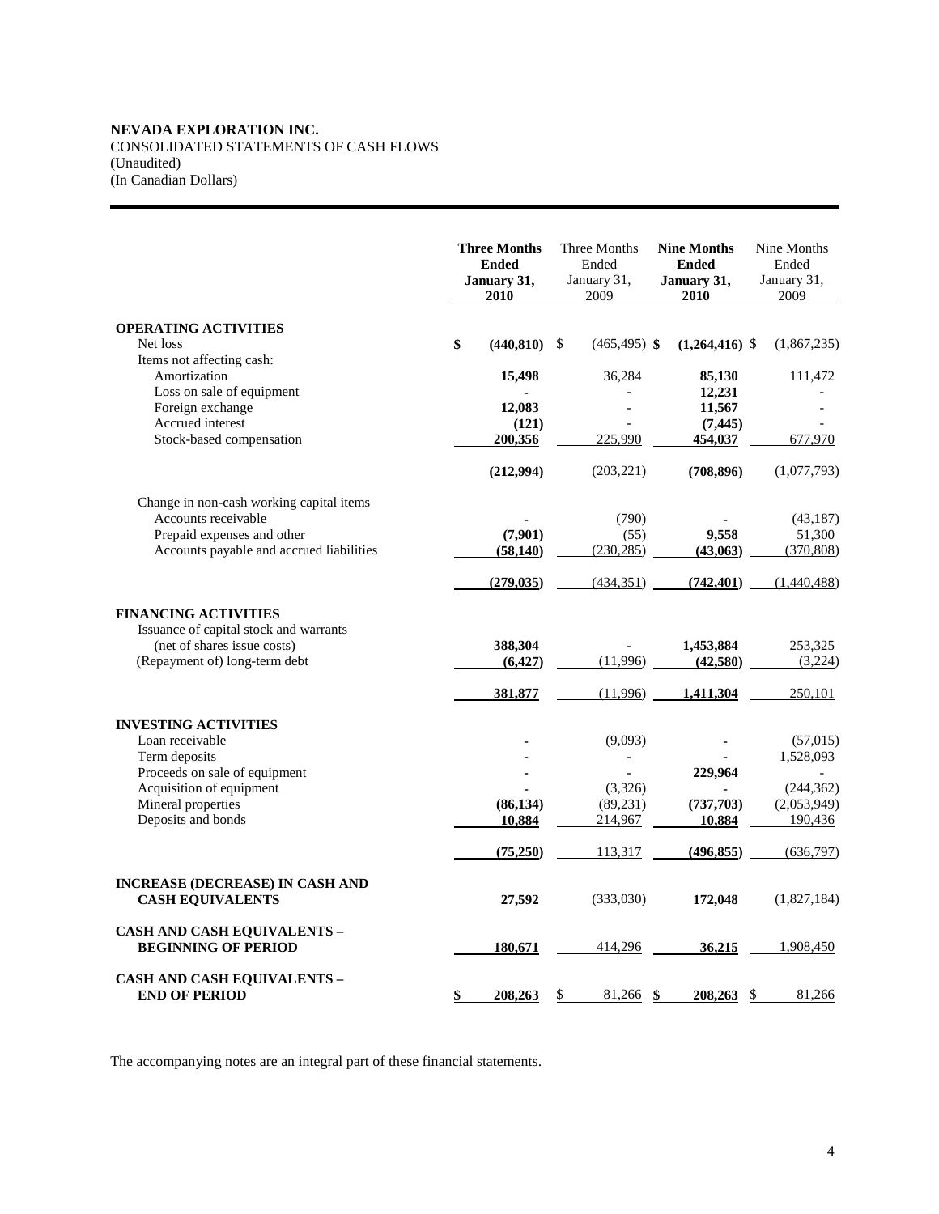**NEVADA EXPLORATION INC.**
CONSOLIDATED STATEMENTS OF CASH FLOWS
(Unaudited)
(In Canadian Dollars)

| | **Three Months Ended January 31, 2010** | Three Months Ended January 31, 2009 | **Nine Months Ended January 31, 2010** | Nine Months Ended January 31, 2009 |
|---|---|---|---|---|
| **OPERATING ACTIVITIES** | | | | |
| Net loss | **$ (440,810)** | $ (465,495) | **$ (1,264,416)** | $ (1,867,235) |
| Items not affecting cash: | | | | |
| Amortization | **15,498** | 36,284 | **85,130** | 111,472 |
| Loss on sale of equipment | **-** | - | **12,231** | - |
| Foreign exchange | **12,083** | - | **11,567** | - |
| Accrued interest | **(121)** | - | **(7,445)** | - |
| Stock-based compensation | **200,356** | 225,990 | **454,037** | 677,970 |
| | **(212,994)** | (203,221) | **(708,896)** | (1,077,793) |
| Change in non-cash working capital items | | | | |
| Accounts receivable | **-** | (790) | **-** | (43,187) |
| Prepaid expenses and other | **(7,901)** | (55) | **9,558** | 51,300 |
| Accounts payable and accrued liabilities | **(58,140)** | (230,285) | **(43,063)** | (370,808) |
| | **(279,035)** | (434,351) | **(742,401)** | (1,440,488) |
| **FINANCING ACTIVITIES** | | | | |
| Issuance of capital stock and warrants (net of shares issue costs) | **388,304** | - | **1,453,884** | 253,325 |
| (Repayment of) long-term debt | **(6,427)** | (11,996) | **(42,580)** | (3,224) |
| | **381,877** | (11,996) | **1,411,304** | 250,101 |
| **INVESTING ACTIVITIES** | | | | |
| Loan receivable | **-** | (9,093) | **-** | (57,015) |
| Term deposits | **-** | - | **-** | 1,528,093 |
| Proceeds on sale of equipment | **-** | - | **229,964** | - |
| Acquisition of equipment | **-** | (3,326) | **-** | (244,362) |
| Mineral properties | **(86,134)** | (89,231) | **(737,703)** | (2,053,949) |
| Deposits and bonds | **10,884** | 214,967 | **10,884** | 190,436 |
| | **(75,250)** | 113,317 | **(496,855)** | (636,797) |
| **INCREASE (DECREASE) IN CASH AND CASH EQUIVALENTS** | **27,592** | (333,030) | **172,048** | (1,827,184) |
| **CASH AND CASH EQUIVALENTS – BEGINNING OF PERIOD** | **180,671** | 414,296 | **36,215** | 1,908,450 |
| **CASH AND CASH EQUIVALENTS – END OF PERIOD** | **$ 208,263** | $ 81,266 | **$ 208,263** | $ 81,266 |

The accompanying notes are an integral part of these financial statements.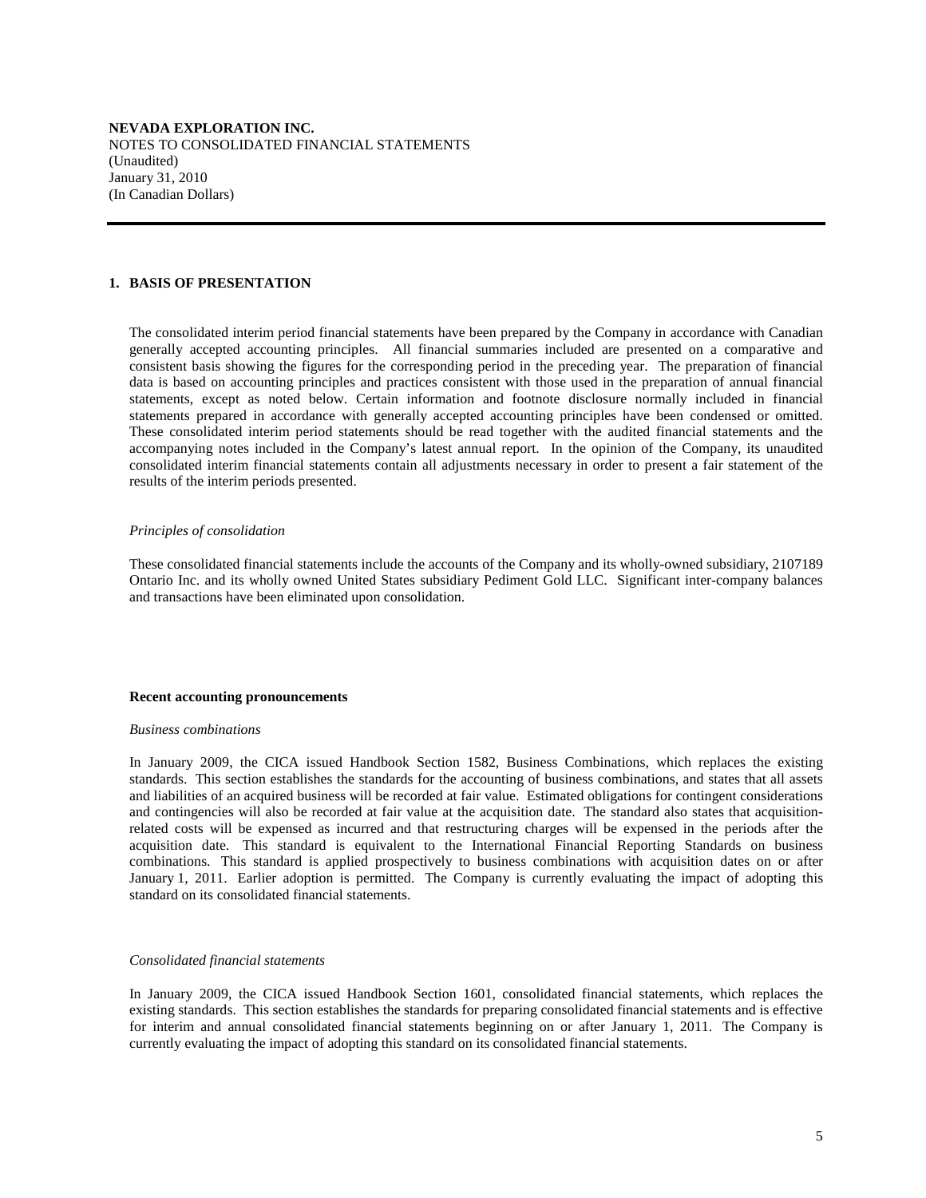**NEVADA EXPLORATION INC.**
NOTES TO CONSOLIDATED FINANCIAL STATEMENTS
(Unaudited)
January 31, 2010
(In Canadian Dollars)

## 1. BASIS OF PRESENTATION

The consolidated interim period financial statements have been prepared by the Company in accordance with Canadian generally accepted accounting principles. All financial summaries included are presented on a comparative and consistent basis showing the figures for the corresponding period in the preceding year. The preparation of financial data is based on accounting principles and practices consistent with those used in the preparation of annual financial statements, except as noted below. Certain information and footnote disclosure normally included in financial statements prepared in accordance with generally accepted accounting principles have been condensed or omitted. These consolidated interim period statements should be read together with the audited financial statements and the accompanying notes included in the Company's latest annual report. In the opinion of the Company, its unaudited consolidated interim financial statements contain all adjustments necessary in order to present a fair statement of the results of the interim periods presented.

*Principles of consolidation*

These consolidated financial statements include the accounts of the Company and its wholly-owned subsidiary, 2107189 Ontario Inc. and its wholly owned United States subsidiary Pediment Gold LLC. Significant inter-company balances and transactions have been eliminated upon consolidation.

**Recent accounting pronouncements**

*Business combinations*

In January 2009, the CICA issued Handbook Section 1582, Business Combinations, which replaces the existing standards. This section establishes the standards for the accounting of business combinations, and states that all assets and liabilities of an acquired business will be recorded at fair value. Estimated obligations for contingent considerations and contingencies will also be recorded at fair value at the acquisition date. The standard also states that acquisition-related costs will be expensed as incurred and that restructuring charges will be expensed in the periods after the acquisition date. This standard is equivalent to the International Financial Reporting Standards on business combinations. This standard is applied prospectively to business combinations with acquisition dates on or after January 1, 2011. Earlier adoption is permitted. The Company is currently evaluating the impact of adopting this standard on its consolidated financial statements.

*Consolidated financial statements*

In January 2009, the CICA issued Handbook Section 1601, consolidated financial statements, which replaces the existing standards. This section establishes the standards for preparing consolidated financial statements and is effective for interim and annual consolidated financial statements beginning on or after January 1, 2011. The Company is currently evaluating the impact of adopting this standard on its consolidated financial statements.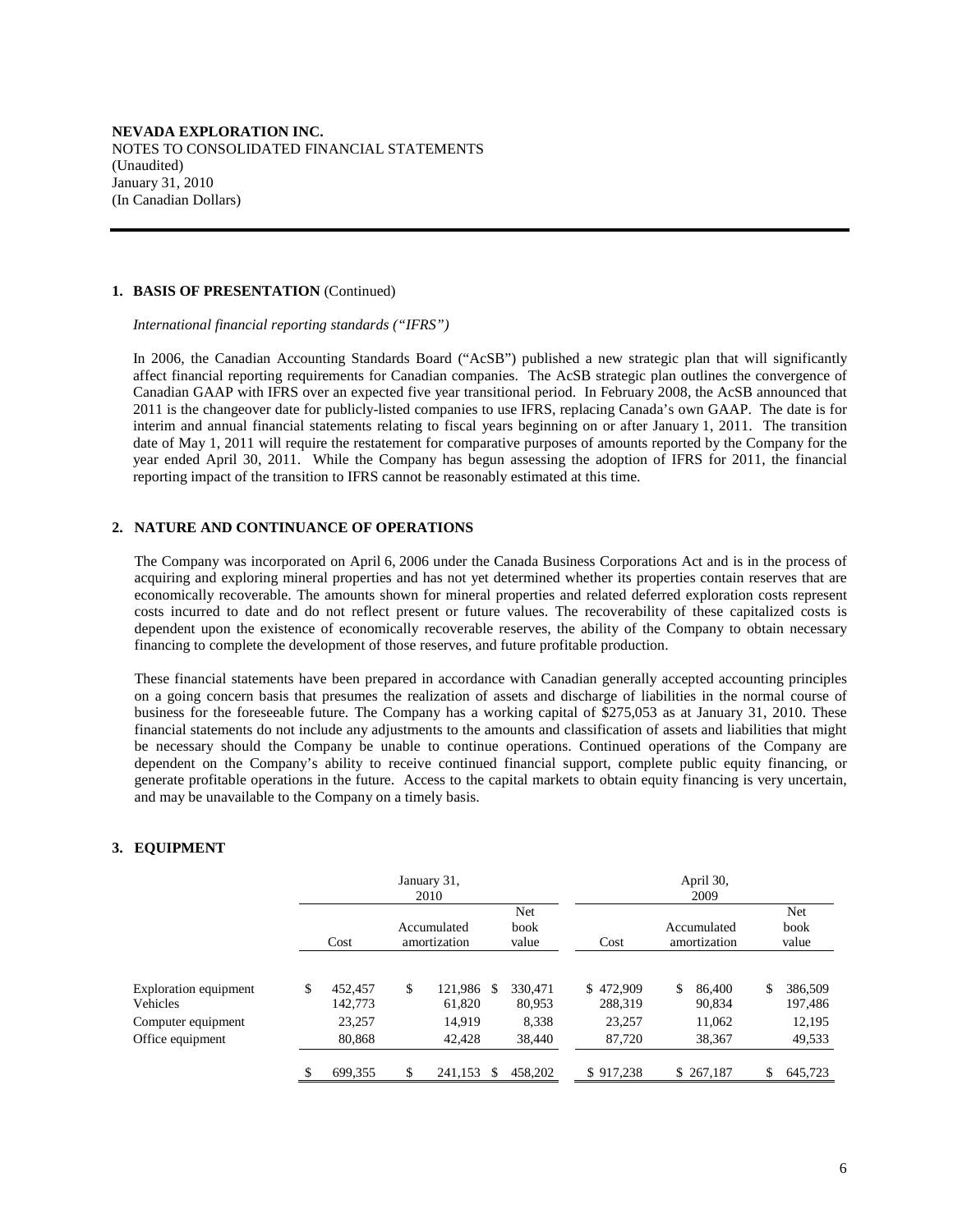**NEVADA EXPLORATION INC.**
NOTES TO CONSOLIDATED FINANCIAL STATEMENTS
(Unaudited)
January 31, 2010
(In Canadian Dollars)

## 1. BASIS OF PRESENTATION (Continued)

*International financial reporting standards ("IFRS")*

In 2006, the Canadian Accounting Standards Board ("AcSB") published a new strategic plan that will significantly affect financial reporting requirements for Canadian companies. The AcSB strategic plan outlines the convergence of Canadian GAAP with IFRS over an expected five year transitional period. In February 2008, the AcSB announced that 2011 is the changeover date for publicly-listed companies to use IFRS, replacing Canada's own GAAP. The date is for interim and annual financial statements relating to fiscal years beginning on or after January 1, 2011. The transition date of May 1, 2011 will require the restatement for comparative purposes of amounts reported by the Company for the year ended April 30, 2011. While the Company has begun assessing the adoption of IFRS for 2011, the financial reporting impact of the transition to IFRS cannot be reasonably estimated at this time.

## 2. NATURE AND CONTINUANCE OF OPERATIONS

The Company was incorporated on April 6, 2006 under the Canada Business Corporations Act and is in the process of acquiring and exploring mineral properties and has not yet determined whether its properties contain reserves that are economically recoverable. The amounts shown for mineral properties and related deferred exploration costs represent costs incurred to date and do not reflect present or future values. The recoverability of these capitalized costs is dependent upon the existence of economically recoverable reserves, the ability of the Company to obtain necessary financing to complete the development of those reserves, and future profitable production.

These financial statements have been prepared in accordance with Canadian generally accepted accounting principles on a going concern basis that presumes the realization of assets and discharge of liabilities in the normal course of business for the foreseeable future. The Company has a working capital of $275,053 as at January 31, 2010. These financial statements do not include any adjustments to the amounts and classification of assets and liabilities that might be necessary should the Company be unable to continue operations. Continued operations of the Company are dependent on the Company's ability to receive continued financial support, complete public equity financing, or generate profitable operations in the future. Access to the capital markets to obtain equity financing is very uncertain, and may be unavailable to the Company on a timely basis.

## 3. EQUIPMENT

| | January 31, 2010 | | | April 30, 2009 | | |
|---|---|---|---|---|---|---|
| | Cost | Accumulated amortization | Net book value | Cost | Accumulated amortization | Net book value |
| Exploration equipment | $ 452,457 | $ 121,986 | $ 330,471 | $ 472,909 | $ 86,400 | $ 386,509 |
| Vehicles | 142,773 | 61,820 | 80,953 | 288,319 | 90,834 | 197,486 |
| Computer equipment | 23,257 | 14,919 | 8,338 | 23,257 | 11,062 | 12,195 |
| Office equipment | 80,868 | 42,428 | 38,440 | 87,720 | 38,367 | 49,533 |
| | $ 699,355 | $ 241,153 | $ 458,202 | $ 917,238 | $ 267,187 | $ 645,723 |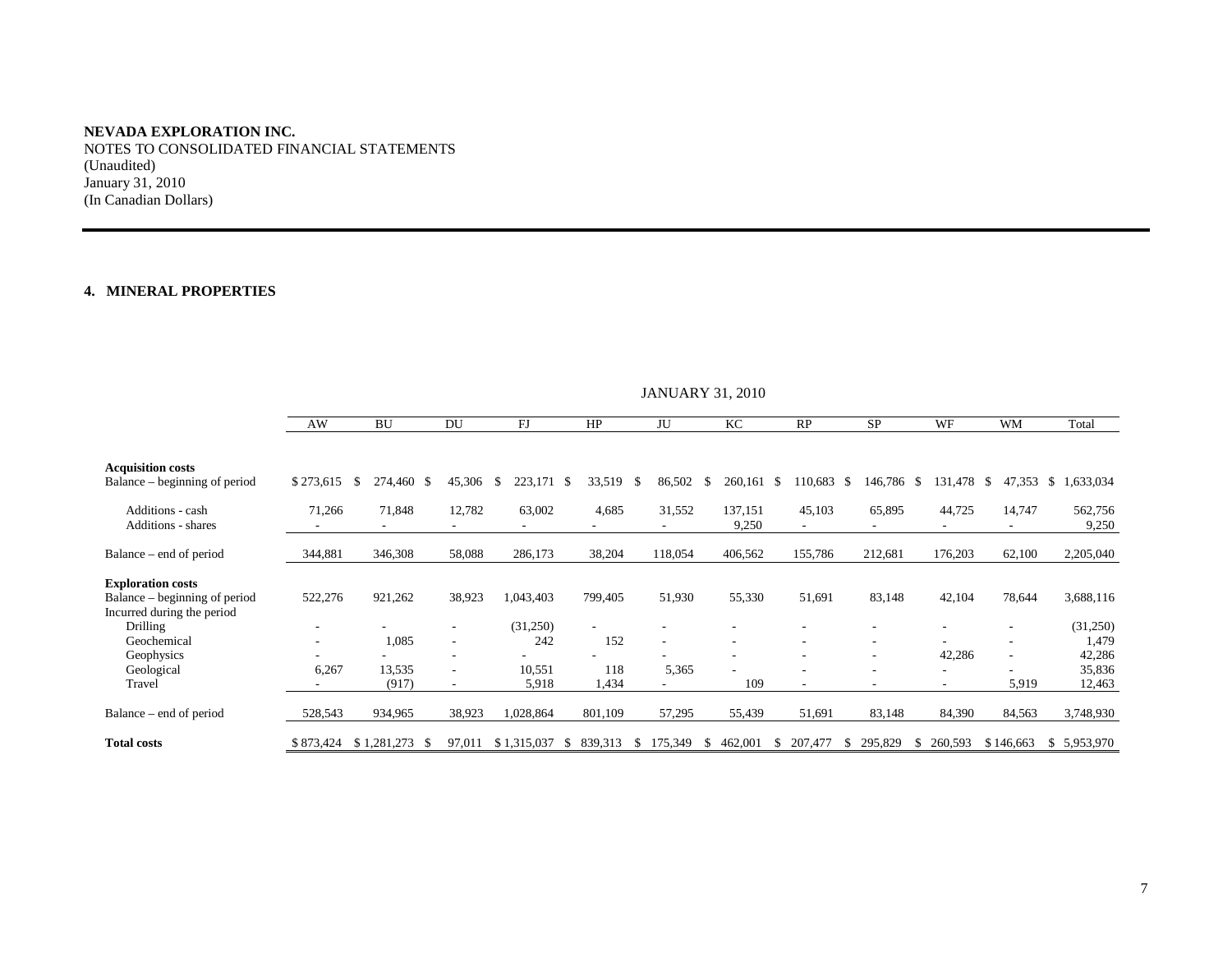**NEVADA EXPLORATION INC.**
NOTES TO CONSOLIDATED FINANCIAL STATEMENTS
(Unaudited)
January 31, 2010
(In Canadian Dollars)

## 4. MINERAL PROPERTIES

JANUARY 31, 2010

| | AW | BU | DU | FJ | HP | JU | KC | RP | SP | WF | WM | Total |
|---|---|---|---|---|---|---|---|---|---|---|---|---|
| **Acquisition costs** | | | | | | | | | | | | |
| Balance – beginning of period | $ 273,615 | $ 274,460 | $ 45,306 | $ 223,171 | $ 33,519 | $ 86,502 | $ 260,161 | $ 110,683 | $ 146,786 | $ 131,478 | $ 47,353 | $ 1,633,034 |
| Additions - cash | 71,266 | 71,848 | 12,782 | 63,002 | 4,685 | 31,552 | 137,151 | 45,103 | 65,895 | 44,725 | 14,747 | 562,756 |
| Additions - shares | - | - | - | - | - | - | 9,250 | - | - | - | - | 9,250 |
| Balance – end of period | 344,881 | 346,308 | 58,088 | 286,173 | 38,204 | 118,054 | 406,562 | 155,786 | 212,681 | 176,203 | 62,100 | 2,205,040 |
| **Exploration costs** | | | | | | | | | | | | |
| Balance – beginning of period | 522,276 | 921,262 | 38,923 | 1,043,403 | 799,405 | 51,930 | 55,330 | 51,691 | 83,148 | 42,104 | 78,644 | 3,688,116 |
| Incurred during the period | | | | | | | | | | | | |
| Drilling | - | - | - | (31,250) | - | - | - | - | - | - | - | (31,250) |
| Geochemical | - | 1,085 | - | 242 | 152 | - | - | - | - | - | - | 1,479 |
| Geophysics | - | - | - | - | - | - | - | - | - | 42,286 | - | 42,286 |
| Geological | 6,267 | 13,535 | - | 10,551 | 118 | 5,365 | - | - | - | - | - | 35,836 |
| Travel | - | (917) | - | 5,918 | 1,434 | - | 109 | - | - | - | 5,919 | 12,463 |
| Balance – end of period | 528,543 | 934,965 | 38,923 | 1,028,864 | 801,109 | 57,295 | 55,439 | 51,691 | 83,148 | 84,390 | 84,563 | 3,748,930 |
| **Total costs** | $ 873,424 | $ 1,281,273 | $ 97,011 | $ 1,315,037 | $ 839,313 | $ 175,349 | $ 462,001 | $ 207,477 | $ 295,829 | $ 260,593 | $ 146,663 | $ 5,953,970 |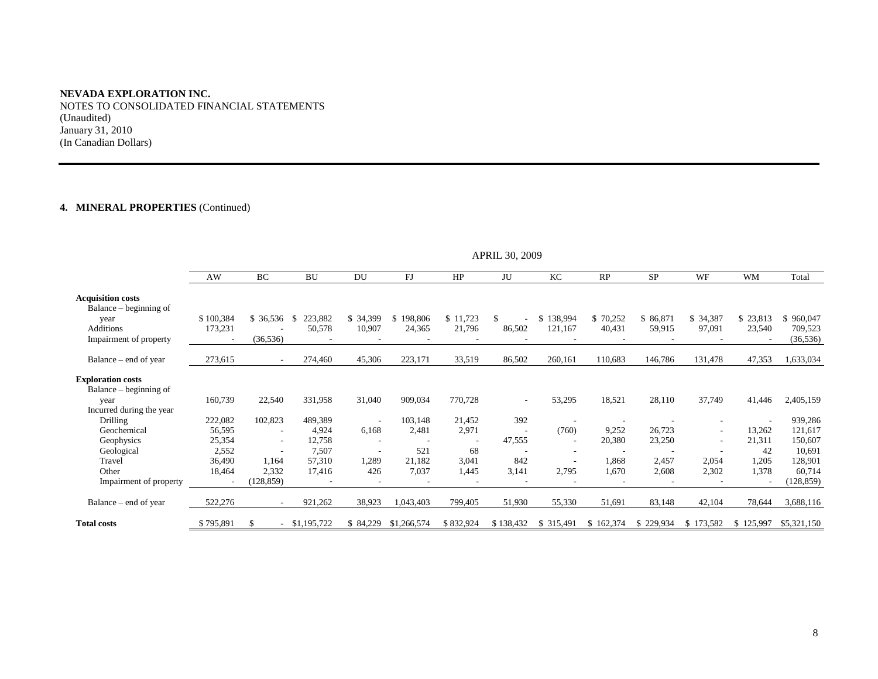**NEVADA EXPLORATION INC.**
NOTES TO CONSOLIDATED FINANCIAL STATEMENTS
(Unaudited)
January 31, 2010
(In Canadian Dollars)

**4. MINERAL PROPERTIES** (Continued)

| | APRIL 30, 2009 | | | | | | | | | | | | |
|---|---|---|---|---|---|---|---|---|---|---|---|---|---|
| | AW | BC | BU | DU | FJ | HP | JU | KC | RP | SP | WF | WM | Total |
| **Acquisition costs** | | | | | | | | | | | | | |
| Balance – beginning of year | $ 100,384 | $ 36,536 | $ 223,882 | $ 34,399 | $ 198,806 | $ 11,723 | $ - | $ 138,994 | $ 70,252 | $ 86,871 | $ 34,387 | $ 23,813 | $ 960,047 |
| Additions | 173,231 | - | 50,578 | 10,907 | 24,365 | 21,796 | 86,502 | 121,167 | 40,431 | 59,915 | 97,091 | 23,540 | 709,523 |
| Impairment of property | - | (36,536) | - | - | - | - | - | - | - | - | - | - | (36,536) |
| Balance – end of year | 273,615 | - | 274,460 | 45,306 | 223,171 | 33,519 | 86,502 | 260,161 | 110,683 | 146,786 | 131,478 | 47,353 | 1,633,034 |
| **Exploration costs** | | | | | | | | | | | | | |
| Balance – beginning of year | 160,739 | 22,540 | 331,958 | 31,040 | 909,034 | 770,728 | - | 53,295 | 18,521 | 28,110 | 37,749 | 41,446 | 2,405,159 |
| Incurred during the year | | | | | | | | | | | | | |
| Drilling | 222,082 | 102,823 | 489,389 | - | 103,148 | 21,452 | 392 | - | - | - | - | - | 939,286 |
| Geochemical | 56,595 | - | 4,924 | 6,168 | 2,481 | 2,971 | - | (760) | 9,252 | 26,723 | - | 13,262 | 121,617 |
| Geophysics | 25,354 | - | 12,758 | - | - | - | 47,555 | - | 20,380 | 23,250 | - | 21,311 | 150,607 |
| Geological | 2,552 | - | 7,507 | - | 521 | 68 | - | - | - | - | - | 42 | 10,691 |
| Travel | 36,490 | 1,164 | 57,310 | 1,289 | 21,182 | 3,041 | 842 | - | 1,868 | 2,457 | 2,054 | 1,205 | 128,901 |
| Other | 18,464 | 2,332 | 17,416 | 426 | 7,037 | 1,445 | 3,141 | 2,795 | 1,670 | 2,608 | 2,302 | 1,378 | 60,714 |
| Impairment of property | - | (128,859) | - | - | - | - | - | - | - | - | - | - | (128,859) |
| Balance – end of year | 522,276 | - | 921,262 | 38,923 | 1,043,403 | 799,405 | 51,930 | 55,330 | 51,691 | 83,148 | 42,104 | 78,644 | 3,688,116 |
| **Total costs** | $ 795,891 | $ - | $1,195,722 | $ 84,229 | $1,266,574 | $ 832,924 | $ 138,432 | $ 315,491 | $ 162,374 | $ 229,934 | $ 173,582 | $ 125,997 | $5,321,150 |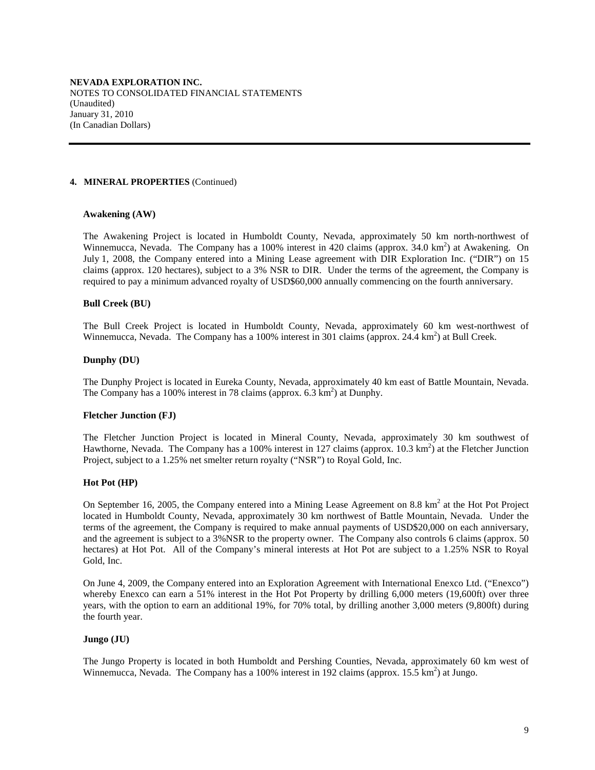**NEVADA EXPLORATION INC.**
NOTES TO CONSOLIDATED FINANCIAL STATEMENTS
(Unaudited)
January 31, 2010
(In Canadian Dollars)

### 4. MINERAL PROPERTIES (Continued)

**Awakening (AW)**

The Awakening Project is located in Humboldt County, Nevada, approximately 50 km north-northwest of Winnemucca, Nevada. The Company has a 100% interest in 420 claims (approx. 34.0 $km^2$) at Awakening. On July 1, 2008, the Company entered into a Mining Lease agreement with DIR Exploration Inc. ("DIR") on 15 claims (approx. 120 hectares), subject to a 3% NSR to DIR. Under the terms of the agreement, the Company is required to pay a minimum advanced royalty of USD$60,000 annually commencing on the fourth anniversary.

**Bull Creek (BU)**

The Bull Creek Project is located in Humboldt County, Nevada, approximately 60 km west-northwest of Winnemucca, Nevada. The Company has a 100% interest in 301 claims (approx. 24.4 $km^2$) at Bull Creek.

**Dunphy (DU)**

The Dunphy Project is located in Eureka County, Nevada, approximately 40 km east of Battle Mountain, Nevada. The Company has a 100% interest in 78 claims (approx. 6.3 $km^2$) at Dunphy.

**Fletcher Junction (FJ)**

The Fletcher Junction Project is located in Mineral County, Nevada, approximately 30 km southwest of Hawthorne, Nevada. The Company has a 100% interest in 127 claims (approx. 10.3 $km^2$) at the Fletcher Junction Project, subject to a 1.25% net smelter return royalty ("NSR") to Royal Gold, Inc.

**Hot Pot (HP)**

On September 16, 2005, the Company entered into a Mining Lease Agreement on 8.8 $km^2$ at the Hot Pot Project located in Humboldt County, Nevada, approximately 30 km northwest of Battle Mountain, Nevada. Under the terms of the agreement, the Company is required to make annual payments of USD$20,000 on each anniversary, and the agreement is subject to a 3%NSR to the property owner. The Company also controls 6 claims (approx. 50 hectares) at Hot Pot. All of the Company's mineral interests at Hot Pot are subject to a 1.25% NSR to Royal Gold, Inc.

On June 4, 2009, the Company entered into an Exploration Agreement with International Enexco Ltd. ("Enexco") whereby Enexco can earn a 51% interest in the Hot Pot Property by drilling 6,000 meters (19,600ft) over three years, with the option to earn an additional 19%, for 70% total, by drilling another 3,000 meters (9,800ft) during the fourth year.

**Jungo (JU)**

The Jungo Property is located in both Humboldt and Pershing Counties, Nevada, approximately 60 km west of Winnemucca, Nevada. The Company has a 100% interest in 192 claims (approx. 15.5 $km^2$) at Jungo.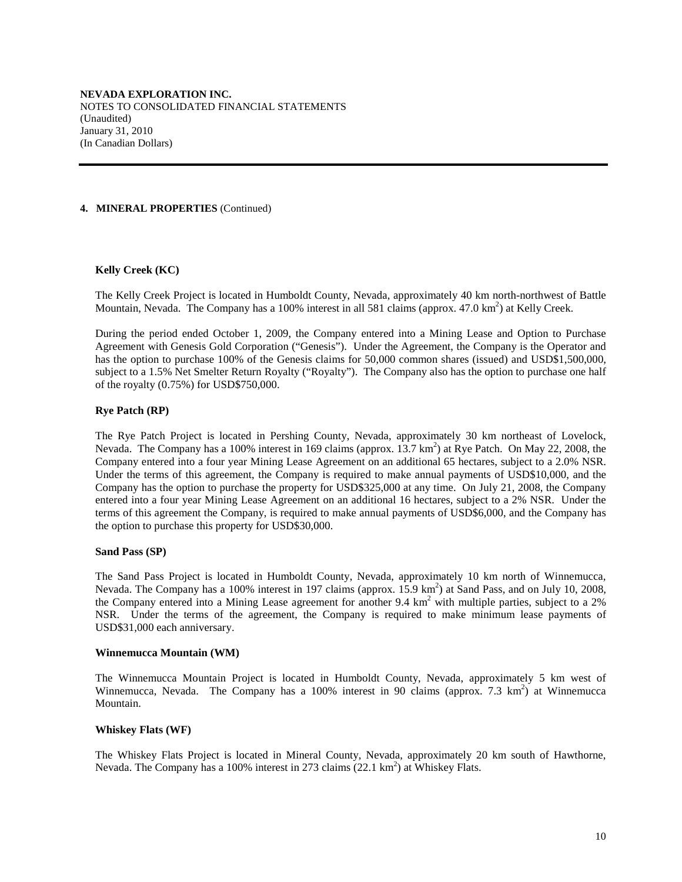## 4. MINERAL PROPERTIES (Continued)

### Kelly Creek (KC)

The Kelly Creek Project is located in Humboldt County, Nevada, approximately 40 km north-northwest of Battle Mountain, Nevada. The Company has a 100% interest in all 581 claims (approx. 47.0 $km^2$) at Kelly Creek.

During the period ended October 1, 2009, the Company entered into a Mining Lease and Option to Purchase Agreement with Genesis Gold Corporation ("Genesis"). Under the Agreement, the Company is the Operator and has the option to purchase 100% of the Genesis claims for 50,000 common shares (issued) and USD$1,500,000, subject to a 1.5% Net Smelter Return Royalty ("Royalty"). The Company also has the option to purchase one half of the royalty (0.75%) for USD$750,000.

### Rye Patch (RP)

The Rye Patch Project is located in Pershing County, Nevada, approximately 30 km northeast of Lovelock, Nevada. The Company has a 100% interest in 169 claims (approx. 13.7 $km^2$) at Rye Patch. On May 22, 2008, the Company entered into a four year Mining Lease Agreement on an additional 65 hectares, subject to a 2.0% NSR. Under the terms of this agreement, the Company is required to make annual payments of USD$10,000, and the Company has the option to purchase the property for USD$325,000 at any time. On July 21, 2008, the Company entered into a four year Mining Lease Agreement on an additional 16 hectares, subject to a 2% NSR. Under the terms of this agreement the Company, is required to make annual payments of USD$6,000, and the Company has the option to purchase this property for USD$30,000.

### Sand Pass (SP)

The Sand Pass Project is located in Humboldt County, Nevada, approximately 10 km north of Winnemucca, Nevada. The Company has a 100% interest in 197 claims (approx. 15.9 $km^2$) at Sand Pass, and on July 10, 2008, the Company entered into a Mining Lease agreement for another 9.4 $km^2$ with multiple parties, subject to a 2% NSR. Under the terms of the agreement, the Company is required to make minimum lease payments of USD$31,000 each anniversary.

### Winnemucca Mountain (WM)

The Winnemucca Mountain Project is located in Humboldt County, Nevada, approximately 5 km west of Winnemucca, Nevada. The Company has a 100% interest in 90 claims (approx. 7.3 $km^2$) at Winnemucca Mountain.

### Whiskey Flats (WF)

The Whiskey Flats Project is located in Mineral County, Nevada, approximately 20 km south of Hawthorne, Nevada. The Company has a 100% interest in 273 claims (22.1 $km^2$) at Whiskey Flats.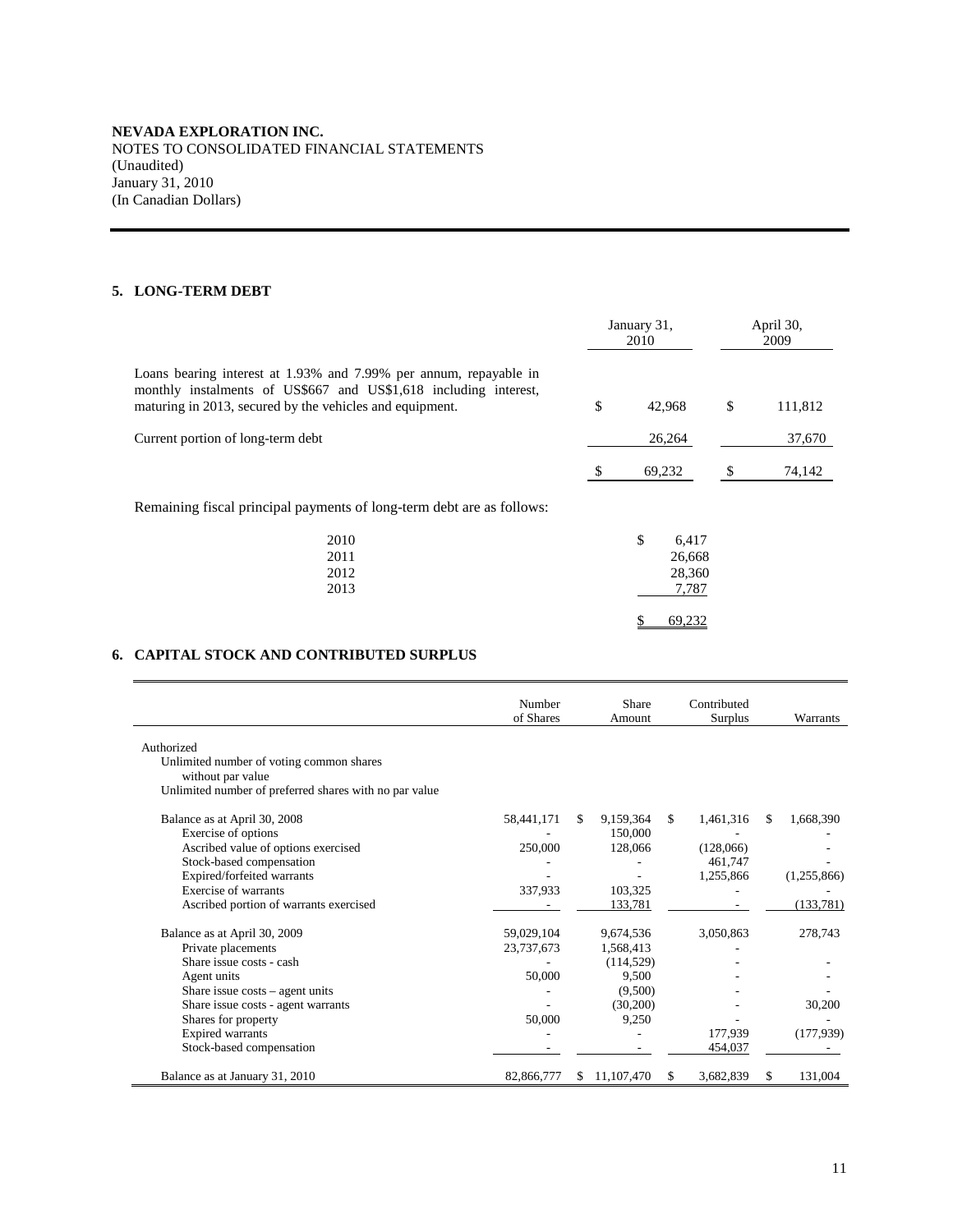**NEVADA EXPLORATION INC.**
NOTES TO CONSOLIDATED FINANCIAL STATEMENTS
(Unaudited)
January 31, 2010
(In Canadian Dollars)

## 5. LONG-TERM DEBT

| | January 31, 2010 | April 30, 2009 |
|---|---|---|
| Loans bearing interest at 1.93% and 7.99% per annum, repayable in monthly instalments of US$667 and US$1,618 including interest, maturing in 2013, secured by the vehicles and equipment. | $ 42,968 | $ 111,812 |
| Current portion of long-term debt | 26,264 | 37,670 |
| | $ 69,232 | $ 74,142 |

Remaining fiscal principal payments of long-term debt are as follows:

| | |
|---|---|
| 2010 | $ 6,417 |
| 2011 | 26,668 |
| 2012 | 28,360 |
| 2013 | 7,787 |
| | $ 69,232 |

## 6. CAPITAL STOCK AND CONTRIBUTED SURPLUS

| | Number of Shares | Share Amount | Contributed Surplus | Warrants |
|---|---|---|---|---|
| Authorized | | | | |
| Unlimited number of voting common shares without par value | | | | |
| Unlimited number of preferred shares with no par value | | | | |
| Balance as at April 30, 2008 | 58,441,171 | $ 9,159,364 | $ 1,461,316 | $ 1,668,390 |
| Exercise of options | - | 150,000 | - | - |
| Ascribed value of options exercised | 250,000 | 128,066 | (128,066) | - |
| Stock-based compensation | - | - | 461,747 | - |
| Expired/forfeited warrants | - | - | 1,255,866 | (1,255,866) |
| Exercise of warrants | 337,933 | 103,325 | - | - |
| Ascribed portion of warrants exercised | - | 133,781 | - | (133,781) |
| Balance as at April 30, 2009 | 59,029,104 | 9,674,536 | 3,050,863 | 278,743 |
| Private placements | 23,737,673 | 1,568,413 | - | |
| Share issue costs - cash | - | (114,529) | - | - |
| Agent units | 50,000 | 9,500 | - | - |
| Share issue costs – agent units | - | (9,500) | - | - |
| Share issue costs - agent warrants | - | (30,200) | - | 30,200 |
| Shares for property | 50,000 | 9,250 | - | - |
| Expired warrants | - | - | 177,939 | (177,939) |
| Stock-based compensation | - | - | 454,037 | - |
| Balance as at January 31, 2010 | 82,866,777 | $ 11,107,470 | $ 3,682,839 | $ 131,004 |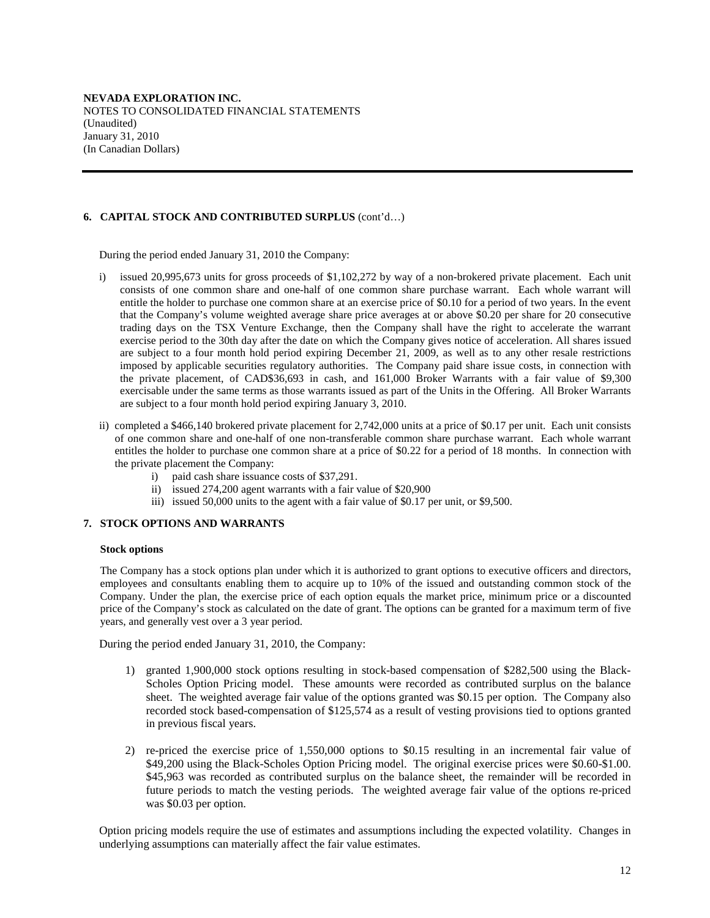## 6. CAPITAL STOCK AND CONTRIBUTED SURPLUS (cont'd…)

During the period ended January 31, 2010 the Company:

i) issued 20,995,673 units for gross proceeds of $1,102,272 by way of a non-brokered private placement. Each unit consists of one common share and one-half of one common share purchase warrant. Each whole warrant will entitle the holder to purchase one common share at an exercise price of $0.10 for a period of two years. In the event that the Company's volume weighted average share price averages at or above $0.20 per share for 20 consecutive trading days on the TSX Venture Exchange, then the Company shall have the right to accelerate the warrant exercise period to the 30th day after the date on which the Company gives notice of acceleration. All shares issued are subject to a four month hold period expiring December 21, 2009, as well as to any other resale restrictions imposed by applicable securities regulatory authorities. The Company paid share issue costs, in connection with the private placement, of CAD$36,693 in cash, and 161,000 Broker Warrants with a fair value of $9,300 exercisable under the same terms as those warrants issued as part of the Units in the Offering. All Broker Warrants are subject to a four month hold period expiring January 3, 2010.

ii) completed a $466,140 brokered private placement for 2,742,000 units at a price of $0.17 per unit. Each unit consists of one common share and one-half of one non-transferable common share purchase warrant. Each whole warrant entitles the holder to purchase one common share at a price of $0.22 for a period of 18 months. In connection with the private placement the Company:
   - i) paid cash share issuance costs of $37,291.
   - ii) issued 274,200 agent warrants with a fair value of $20,900
   - iii) issued 50,000 units to the agent with a fair value of $0.17 per unit, or $9,500.

## 7. STOCK OPTIONS AND WARRANTS

**Stock options**

The Company has a stock options plan under which it is authorized to grant options to executive officers and directors, employees and consultants enabling them to acquire up to 10% of the issued and outstanding common stock of the Company. Under the plan, the exercise price of each option equals the market price, minimum price or a discounted price of the Company's stock as calculated on the date of grant. The options can be granted for a maximum term of five years, and generally vest over a 3 year period.

During the period ended January 31, 2010, the Company:

1) granted 1,900,000 stock options resulting in stock-based compensation of $282,500 using the Black-Scholes Option Pricing model. These amounts were recorded as contributed surplus on the balance sheet. The weighted average fair value of the options granted was $0.15 per option. The Company also recorded stock based-compensation of $125,574 as a result of vesting provisions tied to options granted in previous fiscal years.

2) re-priced the exercise price of 1,550,000 options to $0.15 resulting in an incremental fair value of $49,200 using the Black-Scholes Option Pricing model. The original exercise prices were $0.60-$1.00. $45,963 was recorded as contributed surplus on the balance sheet, the remainder will be recorded in future periods to match the vesting periods. The weighted average fair value of the options re-priced was $0.03 per option.

Option pricing models require the use of estimates and assumptions including the expected volatility. Changes in underlying assumptions can materially affect the fair value estimates.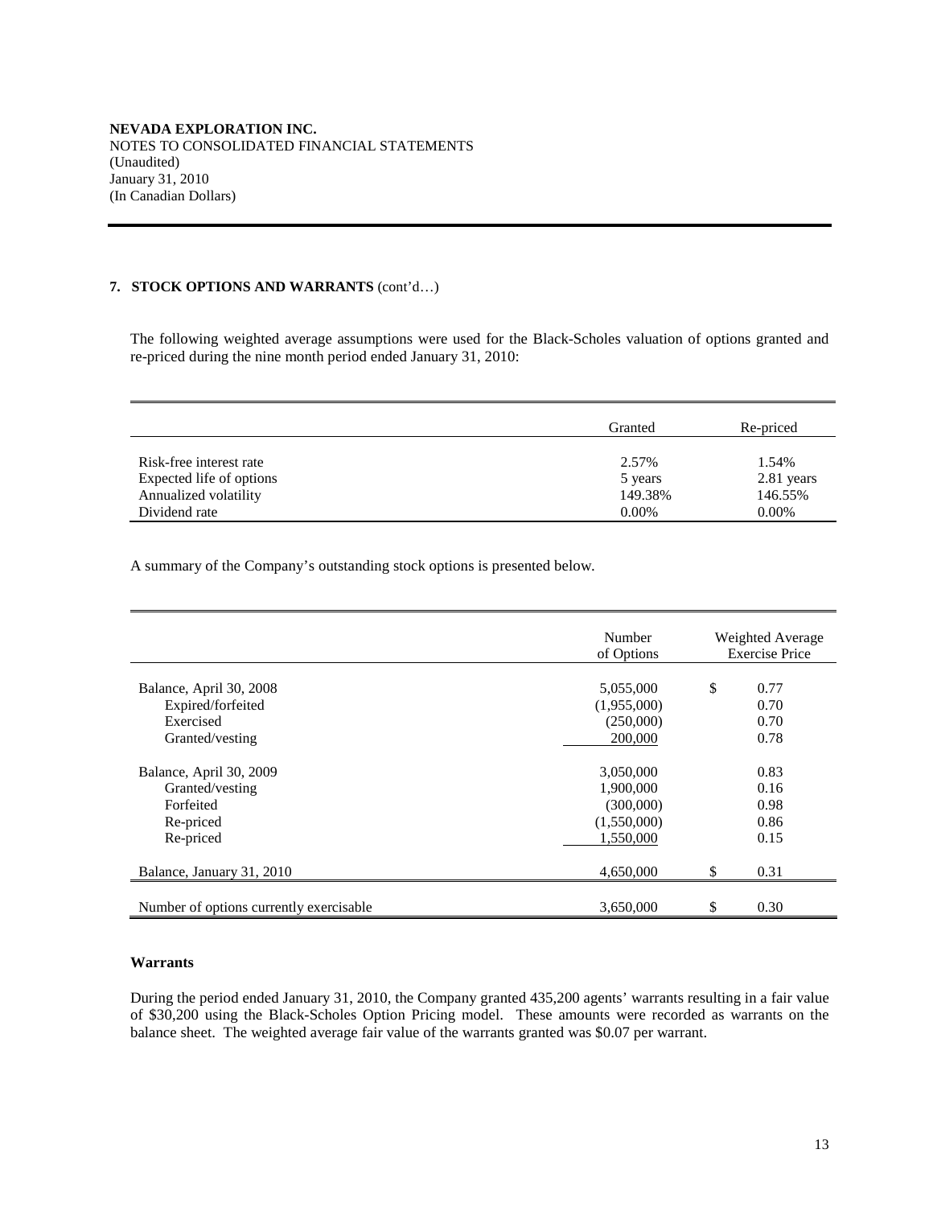**NEVADA EXPLORATION INC.**
NOTES TO CONSOLIDATED FINANCIAL STATEMENTS
(Unaudited)
January 31, 2010
(In Canadian Dollars)

## 7. STOCK OPTIONS AND WARRANTS (cont'd…)

The following weighted average assumptions were used for the Black-Scholes valuation of options granted and re-priced during the nine month period ended January 31, 2010:

| | Granted | Re-priced |
|---|---|---|
| Risk-free interest rate | 2.57% | 1.54% |
| Expected life of options | 5 years | 2.81 years |
| Annualized volatility | 149.38% | 146.55% |
| Dividend rate | 0.00% | 0.00% |

A summary of the Company's outstanding stock options is presented below.

| | Number of Options | Weighted Average Exercise Price |
|---|---|---|
| Balance, April 30, 2008 | 5,055,000 | $ 0.77 |
| Expired/forfeited | (1,955,000) | 0.70 |
| Exercised | (250,000) | 0.70 |
| Granted/vesting | 200,000 | 0.78 |
| Balance, April 30, 2009 | 3,050,000 | 0.83 |
| Granted/vesting | 1,900,000 | 0.16 |
| Forfeited | (300,000) | 0.98 |
| Re-priced | (1,550,000) | 0.86 |
| Re-priced | 1,550,000 | 0.15 |
| Balance, January 31, 2010 | 4,650,000 | $ 0.31 |
| Number of options currently exercisable | 3,650,000 | $ 0.30 |

### Warrants

During the period ended January 31, 2010, the Company granted 435,200 agents' warrants resulting in a fair value of $30,200 using the Black-Scholes Option Pricing model. These amounts were recorded as warrants on the balance sheet. The weighted average fair value of the warrants granted was $0.07 per warrant.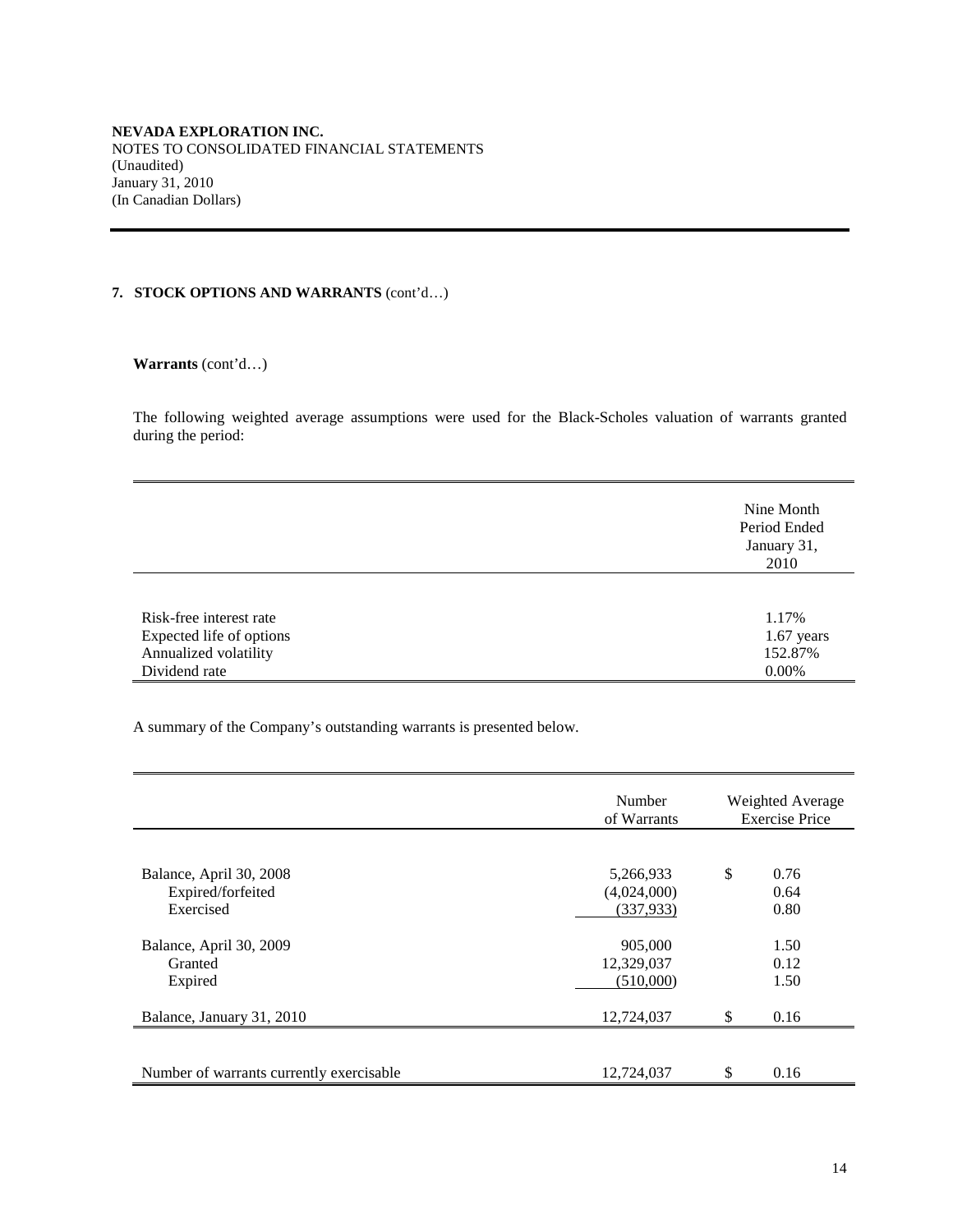**NEVADA EXPLORATION INC.**
NOTES TO CONSOLIDATED FINANCIAL STATEMENTS
(Unaudited)
January 31, 2010
(In Canadian Dollars)

## 7. STOCK OPTIONS AND WARRANTS (cont'd…)

**Warrants** (cont'd…)

The following weighted average assumptions were used for the Black-Scholes valuation of warrants granted during the period:

| | Nine Month Period Ended January 31, 2010 |
|---|---|
| Risk-free interest rate | 1.17% |
| Expected life of options | 1.67 years |
| Annualized volatility | 152.87% |
| Dividend rate | 0.00% |

A summary of the Company's outstanding warrants is presented below.

| | Number of Warrants | Weighted Average Exercise Price |
|---|---|---|
| Balance, April 30, 2008 | 5,266,933 | $ 0.76 |
| Expired/forfeited | (4,024,000) | 0.64 |
| Exercised | (337,933) | 0.80 |
| Balance, April 30, 2009 | 905,000 | 1.50 |
| Granted | 12,329,037 | 0.12 |
| Expired | (510,000) | 1.50 |
| Balance, January 31, 2010 | 12,724,037 | $ 0.16 |
| Number of warrants currently exercisable | 12,724,037 | $ 0.16 |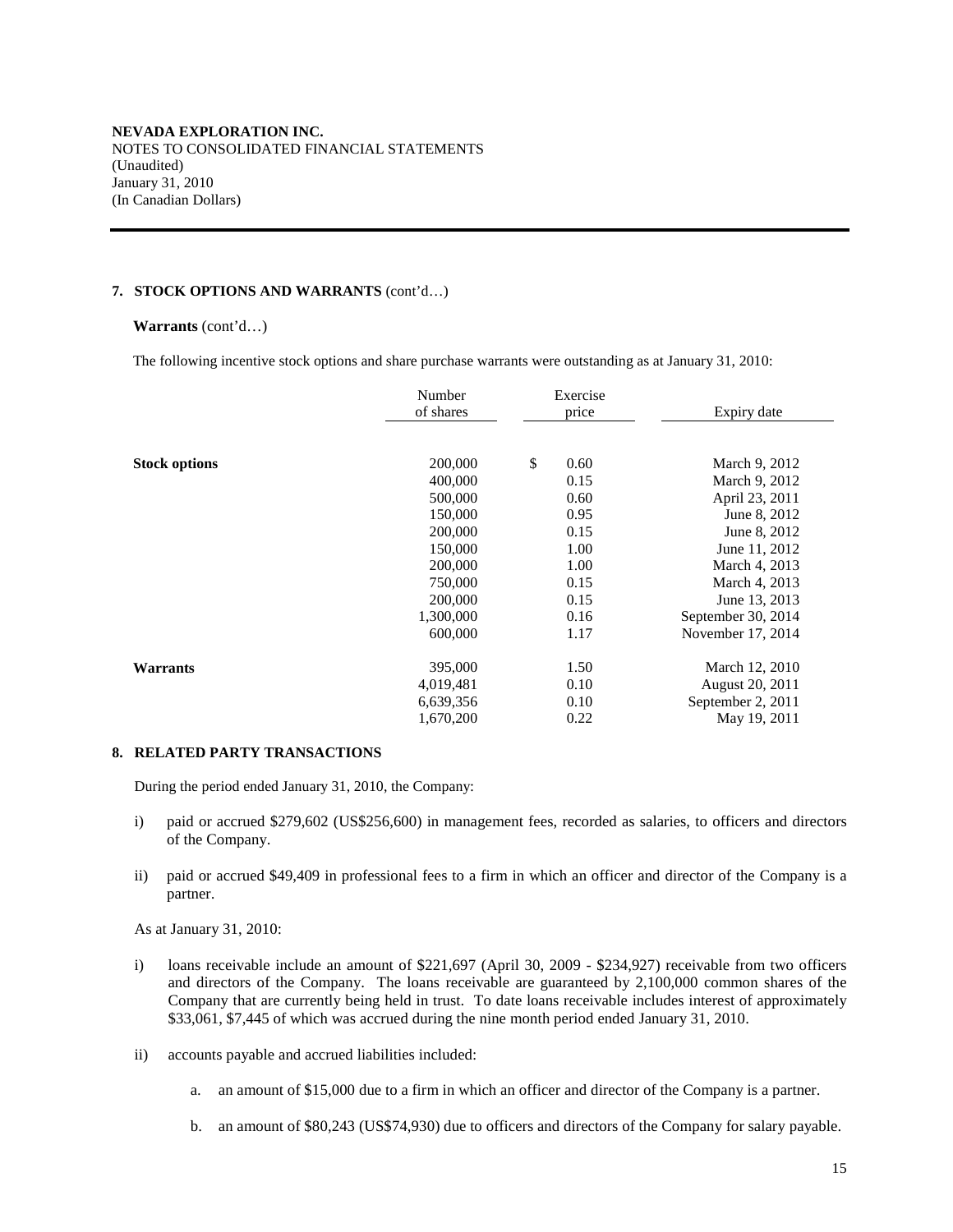**NEVADA EXPLORATION INC.**
NOTES TO CONSOLIDATED FINANCIAL STATEMENTS
(Unaudited)
January 31, 2010
(In Canadian Dollars)

**7. STOCK OPTIONS AND WARRANTS** (cont'd…)

**Warrants** (cont'd…)

The following incentive stock options and share purchase warrants were outstanding as at January 31, 2010:

| | Number of shares | Exercise price | Expiry date |
|---|---|---|---|
| **Stock options** | 200,000 | $ 0.60 | March 9, 2012 |
| | 400,000 | 0.15 | March 9, 2012 |
| | 500,000 | 0.60 | April 23, 2011 |
| | 150,000 | 0.95 | June 8, 2012 |
| | 200,000 | 0.15 | June 8, 2012 |
| | 150,000 | 1.00 | June 11, 2012 |
| | 200,000 | 1.00 | March 4, 2013 |
| | 750,000 | 0.15 | March 4, 2013 |
| | 200,000 | 0.15 | June 13, 2013 |
| | 1,300,000 | 0.16 | September 30, 2014 |
| | 600,000 | 1.17 | November 17, 2014 |
| **Warrants** | 395,000 | 1.50 | March 12, 2010 |
| | 4,019,481 | 0.10 | August 20, 2011 |
| | 6,639,356 | 0.10 | September 2, 2011 |
| | 1,670,200 | 0.22 | May 19, 2011 |

**8. RELATED PARTY TRANSACTIONS**

During the period ended January 31, 2010, the Company:

i) paid or accrued $279,602 (US$256,600) in management fees, recorded as salaries, to officers and directors of the Company.

ii) paid or accrued $49,409 in professional fees to a firm in which an officer and director of the Company is a partner.

As at January 31, 2010:

i) loans receivable include an amount of $221,697 (April 30, 2009 - $234,927) receivable from two officers and directors of the Company. The loans receivable are guaranteed by 2,100,000 common shares of the Company that are currently being held in trust. To date loans receivable includes interest of approximately $33,061, $7,445 of which was accrued during the nine month period ended January 31, 2010.

ii) accounts payable and accrued liabilities included:

a. an amount of $15,000 due to a firm in which an officer and director of the Company is a partner.

b. an amount of $80,243 (US$74,930) due to officers and directors of the Company for salary payable.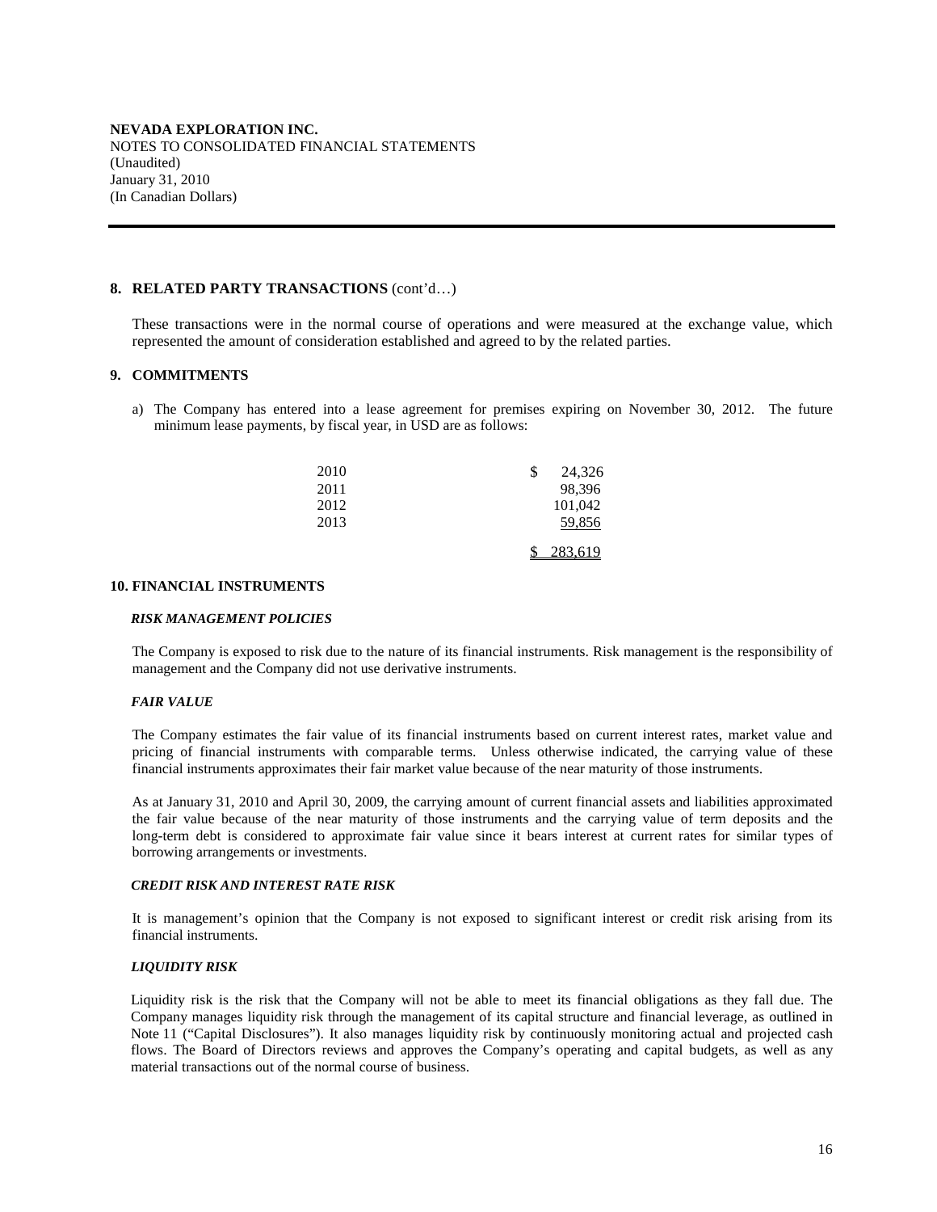**NEVADA EXPLORATION INC.**
NOTES TO CONSOLIDATED FINANCIAL STATEMENTS
(Unaudited)
January 31, 2010
(In Canadian Dollars)

## 8. RELATED PARTY TRANSACTIONS (cont'd…)

These transactions were in the normal course of operations and were measured at the exchange value, which represented the amount of consideration established and agreed to by the related parties.

## 9. COMMITMENTS

a) The Company has entered into a lease agreement for premises expiring on November 30, 2012. The future minimum lease payments, by fiscal year, in USD are as follows:

| | |
|---|---|
| 2010 | $ 24,326 |
| 2011 | 98,396 |
| 2012 | 101,042 |
| 2013 | 59,856 |
| | $ 283,619 |

## 10. FINANCIAL INSTRUMENTS

### *RISK MANAGEMENT POLICIES*

The Company is exposed to risk due to the nature of its financial instruments. Risk management is the responsibility of management and the Company did not use derivative instruments.

### *FAIR VALUE*

The Company estimates the fair value of its financial instruments based on current interest rates, market value and pricing of financial instruments with comparable terms. Unless otherwise indicated, the carrying value of these financial instruments approximates their fair market value because of the near maturity of those instruments.

As at January 31, 2010 and April 30, 2009, the carrying amount of current financial assets and liabilities approximated the fair value because of the near maturity of those instruments and the carrying value of term deposits and the long-term debt is considered to approximate fair value since it bears interest at current rates for similar types of borrowing arrangements or investments.

### *CREDIT RISK AND INTEREST RATE RISK*

It is management's opinion that the Company is not exposed to significant interest or credit risk arising from its financial instruments.

### *LIQUIDITY RISK*

Liquidity risk is the risk that the Company will not be able to meet its financial obligations as they fall due. The Company manages liquidity risk through the management of its capital structure and financial leverage, as outlined in Note 11 ("Capital Disclosures"). It also manages liquidity risk by continuously monitoring actual and projected cash flows. The Board of Directors reviews and approves the Company's operating and capital budgets, as well as any material transactions out of the normal course of business.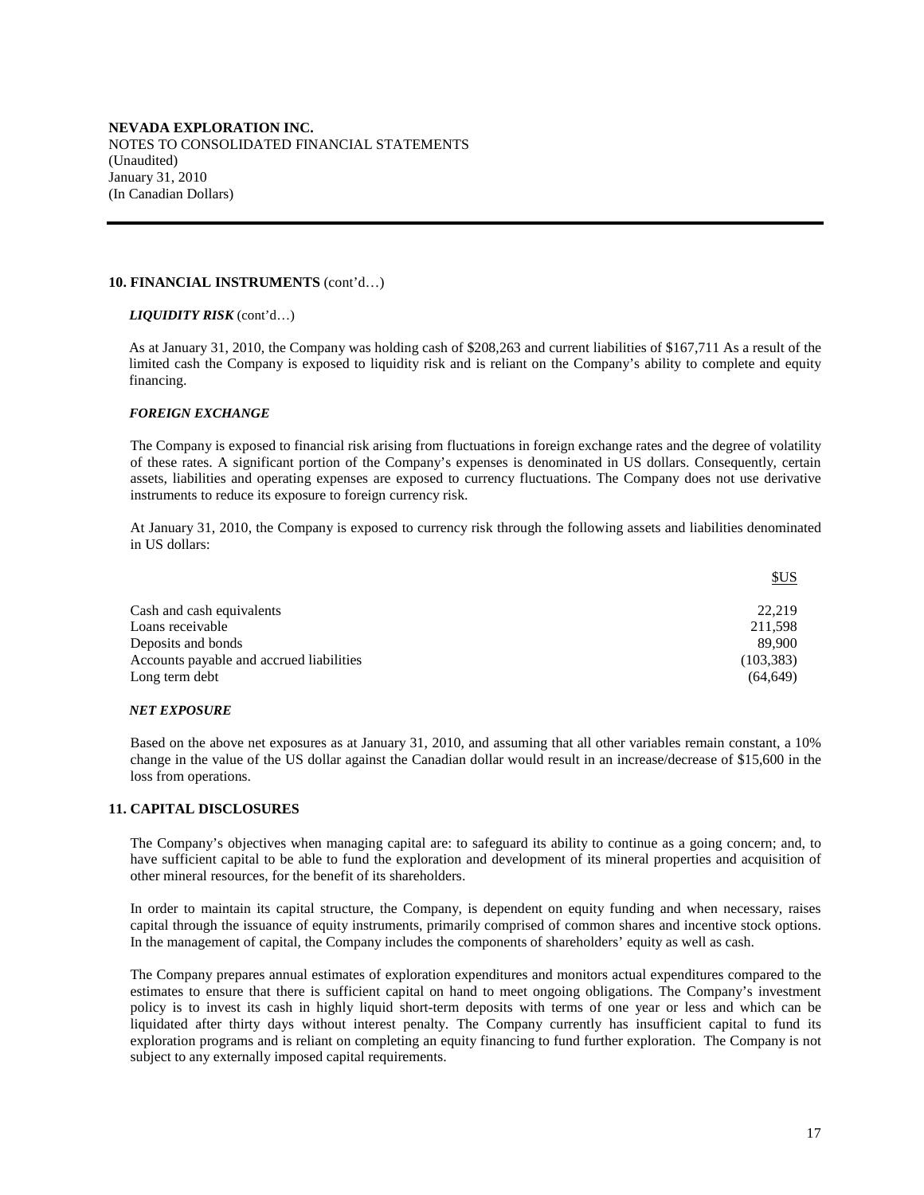**NEVADA EXPLORATION INC.**
NOTES TO CONSOLIDATED FINANCIAL STATEMENTS
(Unaudited)
January 31, 2010
(In Canadian Dollars)

### 10. FINANCIAL INSTRUMENTS (cont'd…)

***LIQUIDITY RISK*** (cont'd…)

As at January 31, 2010, the Company was holding cash of $208,263 and current liabilities of $167,711 As a result of the limited cash the Company is exposed to liquidity risk and is reliant on the Company's ability to complete and equity financing.

***FOREIGN EXCHANGE***

The Company is exposed to financial risk arising from fluctuations in foreign exchange rates and the degree of volatility of these rates. A significant portion of the Company's expenses is denominated in US dollars. Consequently, certain assets, liabilities and operating expenses are exposed to currency fluctuations. The Company does not use derivative instruments to reduce its exposure to foreign currency risk.

At January 31, 2010, the Company is exposed to currency risk through the following assets and liabilities denominated in US dollars:

| | $US |
|---|---:|
| Cash and cash equivalents | 22,219 |
| Loans receivable | 211,598 |
| Deposits and bonds | 89,900 |
| Accounts payable and accrued liabilities | (103,383) |
| Long term debt | (64,649) |

***NET EXPOSURE***

Based on the above net exposures as at January 31, 2010, and assuming that all other variables remain constant, a 10% change in the value of the US dollar against the Canadian dollar would result in an increase/decrease of $15,600 in the loss from operations.

### 11. CAPITAL DISCLOSURES

The Company's objectives when managing capital are: to safeguard its ability to continue as a going concern; and, to have sufficient capital to be able to fund the exploration and development of its mineral properties and acquisition of other mineral resources, for the benefit of its shareholders.

In order to maintain its capital structure, the Company, is dependent on equity funding and when necessary, raises capital through the issuance of equity instruments, primarily comprised of common shares and incentive stock options. In the management of capital, the Company includes the components of shareholders' equity as well as cash.

The Company prepares annual estimates of exploration expenditures and monitors actual expenditures compared to the estimates to ensure that there is sufficient capital on hand to meet ongoing obligations. The Company's investment policy is to invest its cash in highly liquid short-term deposits with terms of one year or less and which can be liquidated after thirty days without interest penalty. The Company currently has insufficient capital to fund its exploration programs and is reliant on completing an equity financing to fund further exploration. The Company is not subject to any externally imposed capital requirements.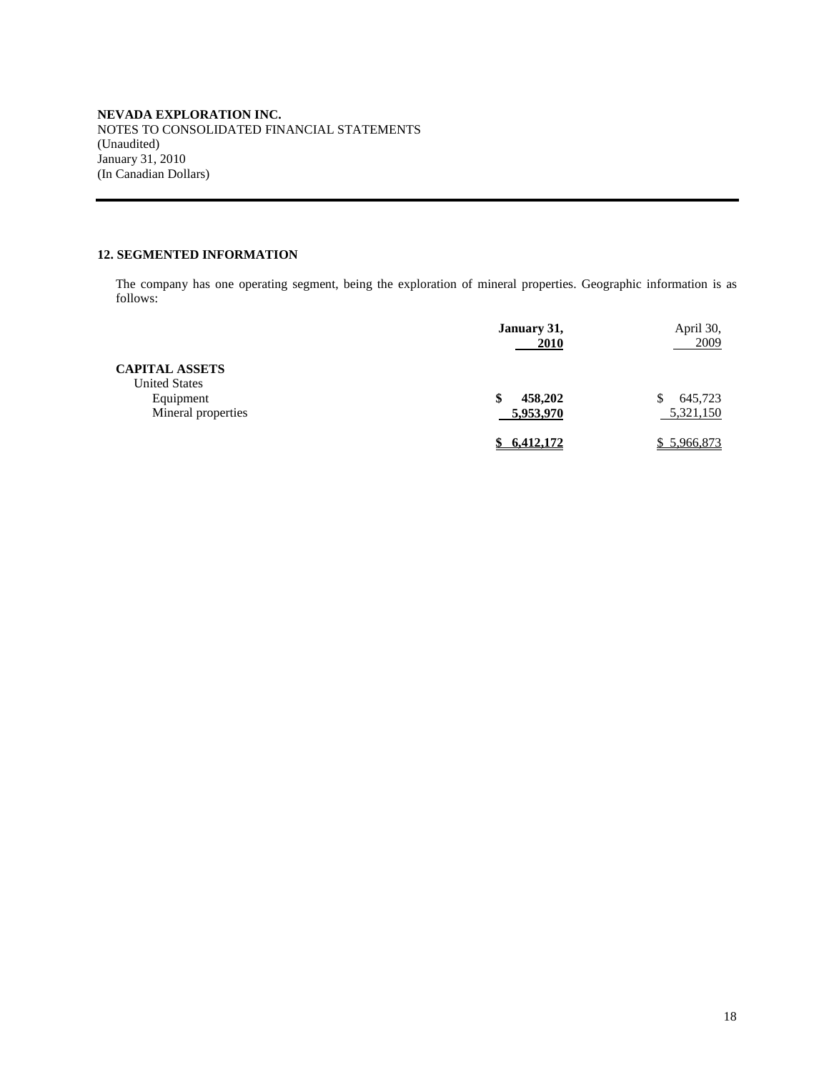**NEVADA EXPLORATION INC.**
NOTES TO CONSOLIDATED FINANCIAL STATEMENTS
(Unaudited)
January 31, 2010
(In Canadian Dollars)

## 12. SEGMENTED INFORMATION

The company has one operating segment, being the exploration of mineral properties. Geographic information is as follows:

| | **January 31, 2010** | April 30, 2009 |
|---|---|---|
| **CAPITAL ASSETS** | | |
| United States | | |
| Equipment | **$ 458,202** | $ 645,723 |
| Mineral properties | **5,953,970** | 5,321,150 |
| | **$ 6,412,172** | $ 5,966,873 |